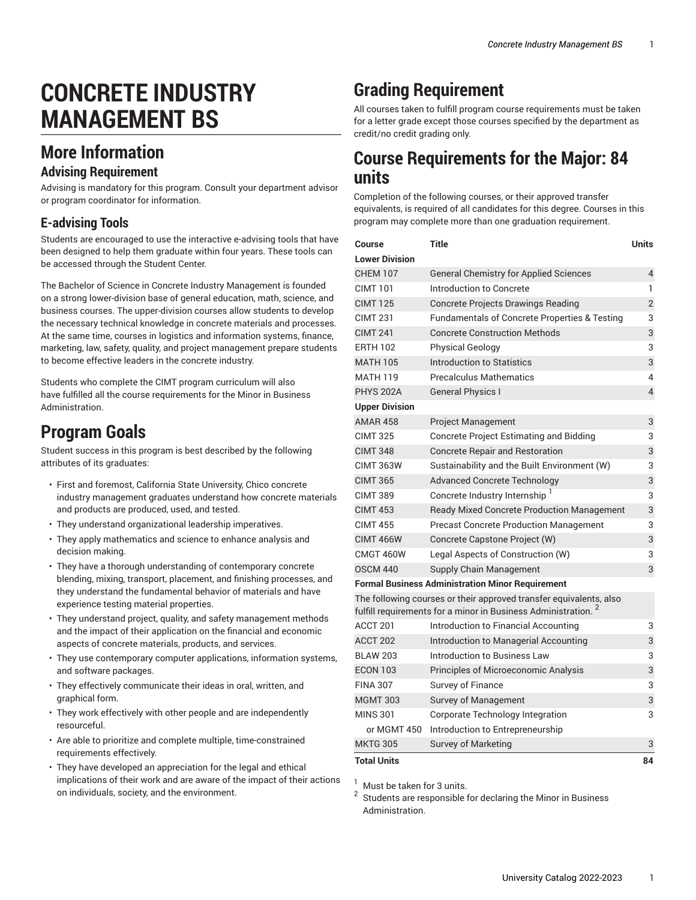# CONCRETE INDUSTRY MANAGEMENT BS

## More Information

### Advising Requirement

Advising is mandatory for this program. Consult your department advisor or program coordinator for information.

### E-advising Tools

Students are encouraged to use the interactive e-advising tools that have been designed to help them graduate within four years. These tools can be accessed through the Student Center.

The Bachelor of Science in Concrete Industry Management is founded on a strong lower-division base of general education, math, science, and business courses. The upper-division courses allow students to develop the necessary technical knowledge in concrete materials and processes. At the same time, courses in logistics and information systems, finance, marketing, law, safety, quality, and project management prepare students to become effective leaders in the concrete industry.

Students who complete the CIMT program curriculum will also have fulfilled all the course requirements for the Minor in Business Administration.

## Program Goals

Student success in this program is best described by the following attributes of its graduates:

- First and foremost, California State University, Chico concrete industry management graduates understand how concrete materials and products are produced, used, and tested.
- They understand organizational leadership imperatives.
- They apply mathematics and science to enhance analysis and decision making.
- They have a thorough understanding of contemporary concrete blending, mixing, transport, placement, and finishing processes, and they understand the fundamental behavior of materials and have experience testing material properties.
- They understand project, quality, and safety management methods and the impact of their application on the financial and economic aspects of concrete materials, products, and services.
- They use contemporary computer applications, information systems, and software packages.
- They effectively communicate their ideas in oral, written, and graphical form.
- They work effectively with other people and are independently resourceful.
- Are able to prioritize and complete multiple, time-constrained requirements effectively.
- They have developed an appreciation for the legal and ethical implications of their work and are aware of the impact of their actions on individuals, society, and the environment.

## Grading Requirement

All courses taken to fulfill program course requirements must be taken for a letter grade except those courses specified by the department as credit/no credit grading only.

## Course Requirements for the Major: 84 units

Completion of the following courses, or their approved transfer equivalents, is required of all candidates for this degree. Courses in this program may complete more than one graduation requirement.

| Course | Title | Units |
|---|---|---|
| **Lower Division** | | |
| CHEM 107 | General Chemistry for Applied Sciences | 4 |
| CIMT 101 | Introduction to Concrete | 1 |
| CIMT 125 | Concrete Projects Drawings Reading | 2 |
| CIMT 231 | Fundamentals of Concrete Properties & Testing | 3 |
| CIMT 241 | Concrete Construction Methods | 3 |
| ERTH 102 | Physical Geology | 3 |
| MATH 105 | Introduction to Statistics | 3 |
| MATH 119 | Precalculus Mathematics | 4 |
| PHYS 202A | General Physics I | 4 |
| **Upper Division** | | |
| AMAR 458 | Project Management | 3 |
| CIMT 325 | Concrete Project Estimating and Bidding | 3 |
| CIMT 348 | Concrete Repair and Restoration | 3 |
| CIMT 363W | Sustainability and the Built Environment (W) | 3 |
| CIMT 365 | Advanced Concrete Technology | 3 |
| CIMT 389 | Concrete Industry Internship [1] | 3 |
| CIMT 453 | Ready Mixed Concrete Production Management | 3 |
| CIMT 455 | Precast Concrete Production Management | 3 |
| CIMT 466W | Concrete Capstone Project (W) | 3 |
| CMGT 460W | Legal Aspects of Construction (W) | 3 |
| OSCM 440 | Supply Chain Management | 3 |
| **Formal Business Administration Minor Requirement** | | |
| The following courses or their approved transfer equivalents, also fulfill requirements for a minor in Business Administration. [2] | | |
| ACCT 201 | Introduction to Financial Accounting | 3 |
| ACCT 202 | Introduction to Managerial Accounting | 3 |
| BLAW 203 | Introduction to Business Law | 3 |
| ECON 103 | Principles of Microeconomic Analysis | 3 |
| FINA 307 | Survey of Finance | 3 |
| MGMT 303 | Survey of Management | 3 |
| MINS 301 | Corporate Technology Integration | 3 |
| or MGMT 450 | Introduction to Entrepreneurship | |
| MKTG 305 | Survey of Marketing | 3 |
| **Total Units** | | **84** |

[1] Must be taken for 3 units.

[2] Students are responsible for declaring the Minor in Business Administration.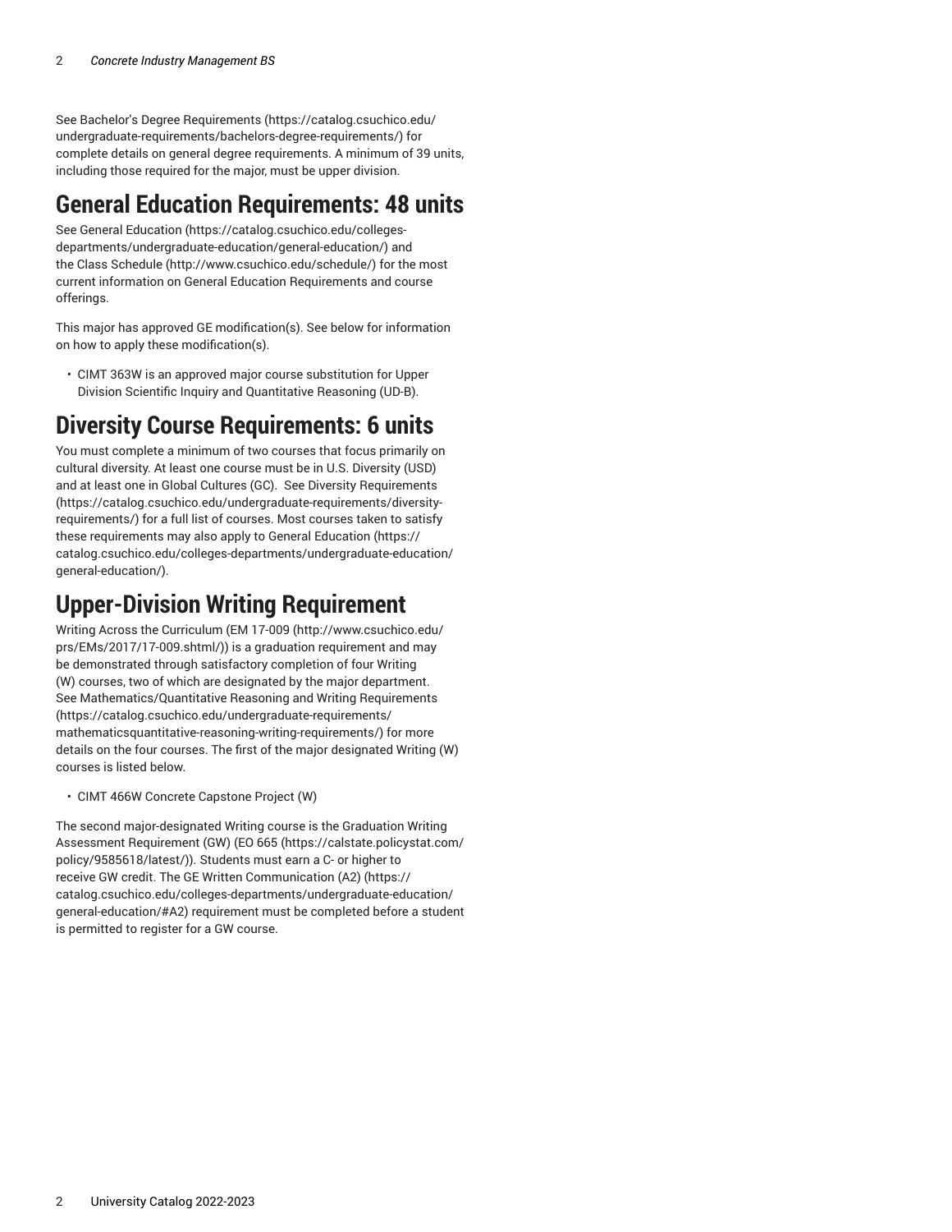See Bachelor's Degree Requirements (https://catalog.csuchico.edu/undergraduate-requirements/bachelors-degree-requirements/) for complete details on general degree requirements. A minimum of 39 units, including those required for the major, must be upper division.

## General Education Requirements: 48 units

See General Education (https://catalog.csuchico.edu/colleges-departments/undergraduate-education/general-education/) and the Class Schedule (http://www.csuchico.edu/schedule/) for the most current information on General Education Requirements and course offerings.

This major has approved GE modification(s). See below for information on how to apply these modification(s).

- CIMT 363W is an approved major course substitution for Upper Division Scientific Inquiry and Quantitative Reasoning (UD-B).

## Diversity Course Requirements: 6 units

You must complete a minimum of two courses that focus primarily on cultural diversity. At least one course must be in U.S. Diversity (USD) and at least one in Global Cultures (GC). See Diversity Requirements (https://catalog.csuchico.edu/undergraduate-requirements/diversity-requirements/) for a full list of courses. Most courses taken to satisfy these requirements may also apply to General Education (https://catalog.csuchico.edu/colleges-departments/undergraduate-education/general-education/).

## Upper-Division Writing Requirement

Writing Across the Curriculum (EM 17-009 (http://www.csuchico.edu/prs/EMs/2017/17-009.shtml/)) is a graduation requirement and may be demonstrated through satisfactory completion of four Writing (W) courses, two of which are designated by the major department. See Mathematics/Quantitative Reasoning and Writing Requirements (https://catalog.csuchico.edu/undergraduate-requirements/mathematicsquantitative-reasoning-writing-requirements/) for more details on the four courses. The first of the major designated Writing (W) courses is listed below.

- CIMT 466W Concrete Capstone Project (W)

The second major-designated Writing course is the Graduation Writing Assessment Requirement (GW) (EO 665 (https://calstate.policystat.com/policy/9585618/latest/)). Students must earn a C- or higher to receive GW credit. The GE Written Communication (A2) (https://catalog.csuchico.edu/colleges-departments/undergraduate-education/general-education/#A2) requirement must be completed before a student is permitted to register for a GW course.